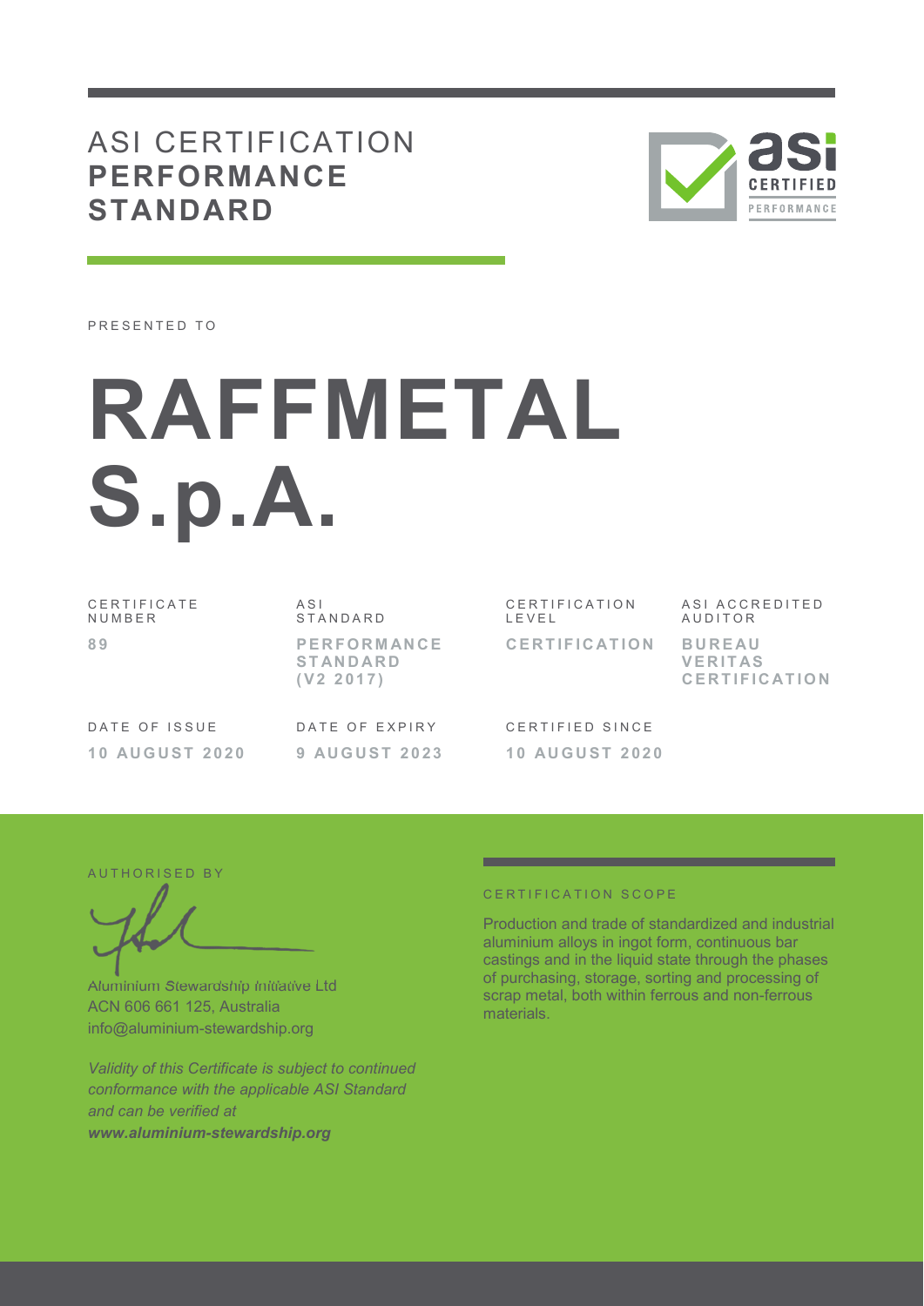# ASI CERTIFICATION **PERFORMANCE STANDARD**

PRESENTED TO

# RAFFMETAL S.p.A.

| CERTIFICATE NUMBER | ASI STANDARD | CERTIFICATION LEVEL | ASI ACCREDITED AUDITOR |
|---|---|---|---|
| 89 | PERFORMANCE STANDARD (V2 2017) | CERTIFICATION | BUREAU VERITAS CERTIFICATION |

| DATE OF ISSUE | DATE OF EXPIRY | CERTIFIED SINCE |
|---|---|---|
| 10 AUGUST 2020 | 9 AUGUST 2023 | 10 AUGUST 2020 |

AUTHORISED BY

Aluminium Stewardship Initiative Ltd
ACN 606 661 125, Australia
info@aluminium-stewardship.org

*Validity of this Certificate is subject to continued conformance with the applicable ASI Standard and can be verified at* ***www.aluminium-stewardship.org***

CERTIFICATION SCOPE

Production and trade of standardized and industrial aluminium alloys in ingot form, continuous bar castings and in the liquid state through the phases of purchasing, storage, sorting and processing of scrap metal, both within ferrous and non-ferrous materials.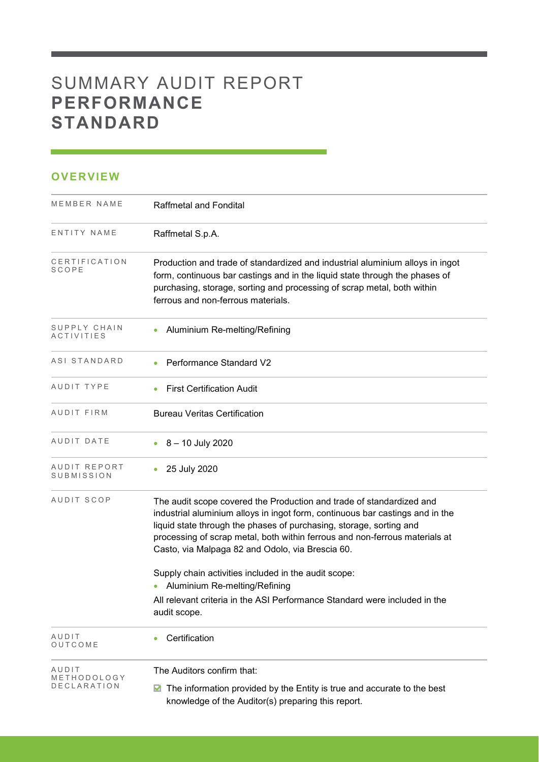# SUMMARY AUDIT REPORT **PERFORMANCE STANDARD**

## OVERVIEW

| | |
|---|---|
| MEMBER NAME | Raffmetal and Fondital |
| ENTITY NAME | Raffmetal S.p.A. |
| CERTIFICATION SCOPE | Production and trade of standardized and industrial aluminium alloys in ingot form, continuous bar castings and in the liquid state through the phases of purchasing, storage, sorting and processing of scrap metal, both within ferrous and non-ferrous materials. |
| SUPPLY CHAIN ACTIVITIES | • Aluminium Re-melting/Refining |
| ASI STANDARD | • Performance Standard V2 |
| AUDIT TYPE | • First Certification Audit |
| AUDIT FIRM | Bureau Veritas Certification |
| AUDIT DATE | • 8 – 10 July 2020 |
| AUDIT REPORT SUBMISSION | • 25 July 2020 |
| AUDIT SCOP | The audit scope covered the Production and trade of standardized and industrial aluminium alloys in ingot form, continuous bar castings and in the liquid state through the phases of purchasing, storage, sorting and processing of scrap metal, both within ferrous and non-ferrous materials at Casto, via Malpaga 82 and Odolo, via Brescia 60.<br><br>Supply chain activities included in the audit scope:<br>• Aluminium Re-melting/Refining<br>All relevant criteria in the ASI Performance Standard were included in the audit scope. |
| AUDIT OUTCOME | • Certification |
| AUDIT METHODOLOGY DECLARATION | The Auditors confirm that:<br>☑ The information provided by the Entity is true and accurate to the best knowledge of the Auditor(s) preparing this report. |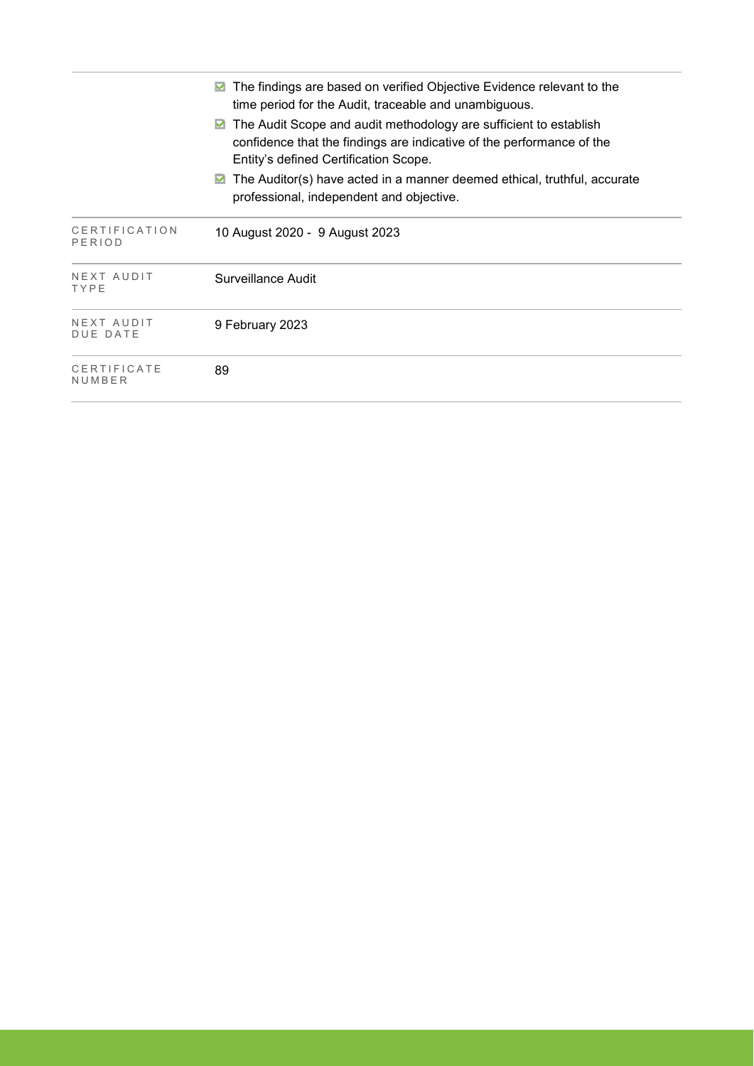| | |
|---|---|
| | ☑ The findings are based on verified Objective Evidence relevant to the time period for the Audit, traceable and unambiguous.<br>☑ The Audit Scope and audit methodology are sufficient to establish confidence that the findings are indicative of the performance of the Entity's defined Certification Scope.<br>☑ The Auditor(s) have acted in a manner deemed ethical, truthful, accurate professional, independent and objective. |
| CERTIFICATION PERIOD | 10 August 2020 - 9 August 2023 |
| NEXT AUDIT TYPE | Surveillance Audit |
| NEXT AUDIT DUE DATE | 9 February 2023 |
| CERTIFICATE NUMBER | 89 |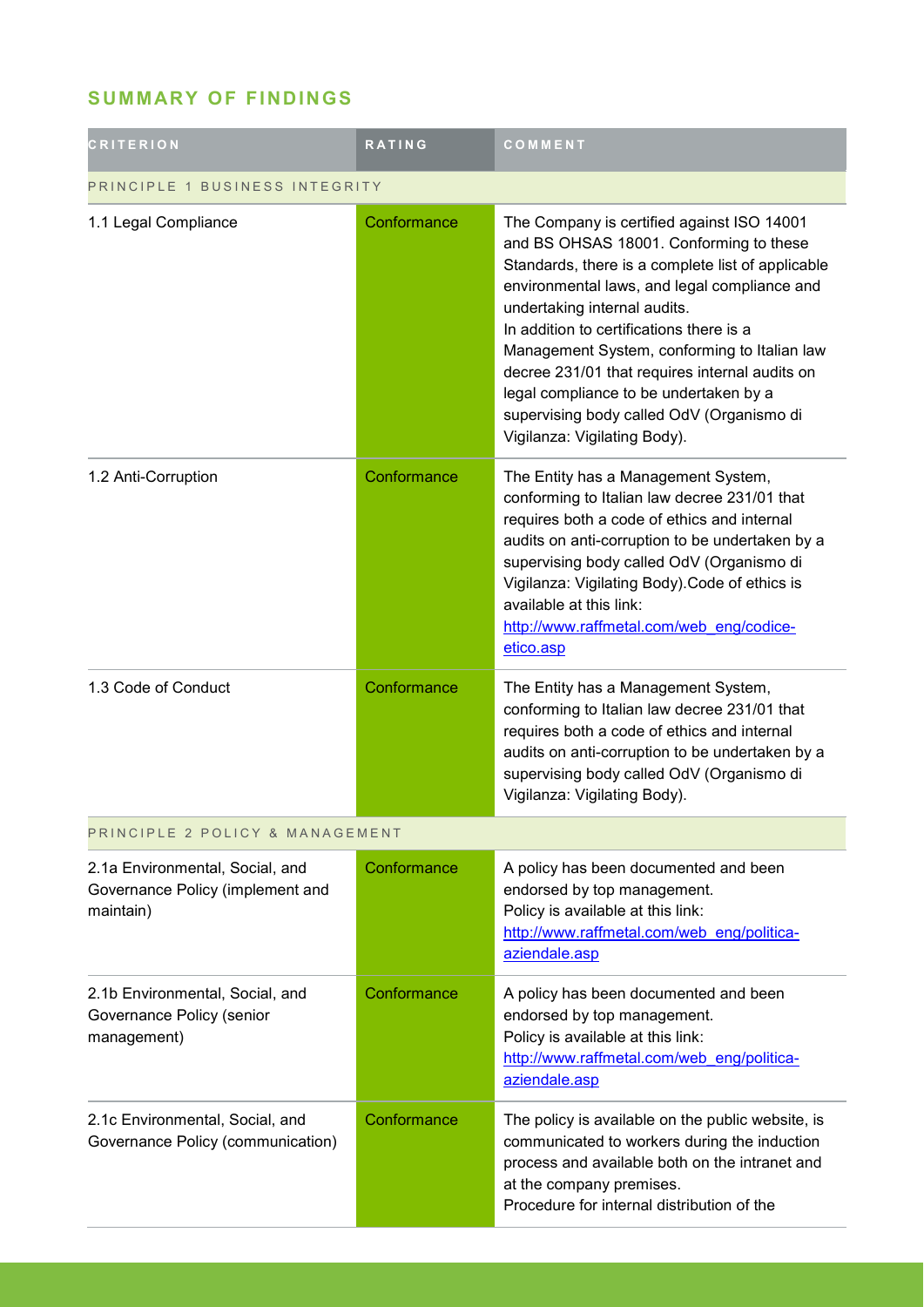## SUMMARY OF FINDINGS

| CRITERION | RATING | COMMENT |
|---|---|---|
| PRINCIPLE 1 BUSINESS INTEGRITY | | |
| 1.1 Legal Compliance | Conformance | The Company is certified against ISO 14001 and BS OHSAS 18001. Conforming to these Standards, there is a complete list of applicable environmental laws, and legal compliance and undertaking internal audits.<br>In addition to certifications there is a Management System, conforming to Italian law decree 231/01 that requires internal audits on legal compliance to be undertaken by a supervising body called OdV (Organismo di Vigilanza: Vigilating Body). |
| 1.2 Anti-Corruption | Conformance | The Entity has a Management System, conforming to Italian law decree 231/01 that requires both a code of ethics and internal audits on anti-corruption to be undertaken by a supervising body called OdV (Organismo di Vigilanza: Vigilating Body).Code of ethics is available at this link:<br>http://www.raffmetal.com/web_eng/codice-etico.asp |
| 1.3 Code of Conduct | Conformance | The Entity has a Management System, conforming to Italian law decree 231/01 that requires both a code of ethics and internal audits on anti-corruption to be undertaken by a supervising body called OdV (Organismo di Vigilanza: Vigilating Body). |
| PRINCIPLE 2 POLICY & MANAGEMENT | | |
| 2.1a Environmental, Social, and Governance Policy (implement and maintain) | Conformance | A policy has been documented and been endorsed by top management.<br>Policy is available at this link:<br>http://www.raffmetal.com/web_eng/politica-aziendale.asp |
| 2.1b Environmental, Social, and Governance Policy (senior management) | Conformance | A policy has been documented and been endorsed by top management.<br>Policy is available at this link:<br>http://www.raffmetal.com/web_eng/politica-aziendale.asp |
| 2.1c Environmental, Social, and Governance Policy (communication) | Conformance | The policy is available on the public website, is communicated to workers during the induction process and available both on the intranet and at the company premises.<br>Procedure for internal distribution of the |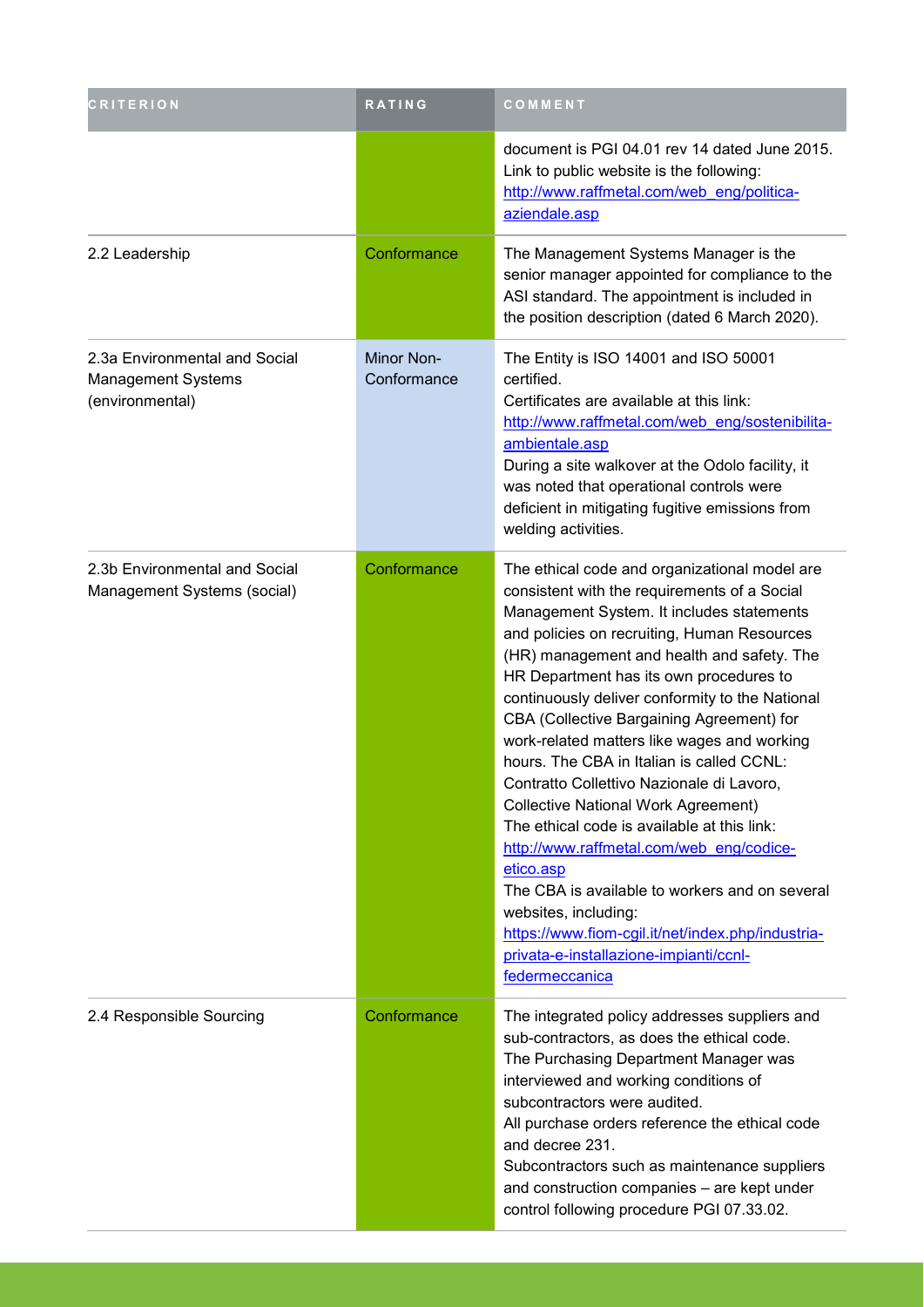| CRITERION | RATING | COMMENT |
| --- | --- | --- |
| | | document is PGI 04.01 rev 14 dated June 2015. Link to public website is the following: http://www.raffmetal.com/web_eng/politica-aziendale.asp |
| 2.2 Leadership | Conformance | The Management Systems Manager is the senior manager appointed for compliance to the ASI standard. The appointment is included in the position description (dated 6 March 2020). |
| 2.3a Environmental and Social Management Systems (environmental) | Minor Non-Conformance | The Entity is ISO 14001 and ISO 50001 certified.<br>Certificates are available at this link: http://www.raffmetal.com/web_eng/sostenibilita-ambientale.asp<br>During a site walkover at the Odolo facility, it was noted that operational controls were deficient in mitigating fugitive emissions from welding activities. |
| 2.3b Environmental and Social Management Systems (social) | Conformance | The ethical code and organizational model are consistent with the requirements of a Social Management System. It includes statements and policies on recruiting, Human Resources (HR) management and health and safety. The HR Department has its own procedures to continuously deliver conformity to the National CBA (Collective Bargaining Agreement) for work-related matters like wages and working hours. The CBA in Italian is called CCNL: Contratto Collettivo Nazionale di Lavoro, Collective National Work Agreement)<br>The ethical code is available at this link: http://www.raffmetal.com/web_eng/codice-etico.asp<br>The CBA is available to workers and on several websites, including: https://www.fiom-cgil.it/net/index.php/industria-privata-e-installazione-impianti/ccnl-federmeccanica |
| 2.4 Responsible Sourcing | Conformance | The integrated policy addresses suppliers and sub-contractors, as does the ethical code.<br>The Purchasing Department Manager was interviewed and working conditions of subcontractors were audited.<br>All purchase orders reference the ethical code and decree 231.<br>Subcontractors such as maintenance suppliers and construction companies – are kept under control following procedure PGI 07.33.02. |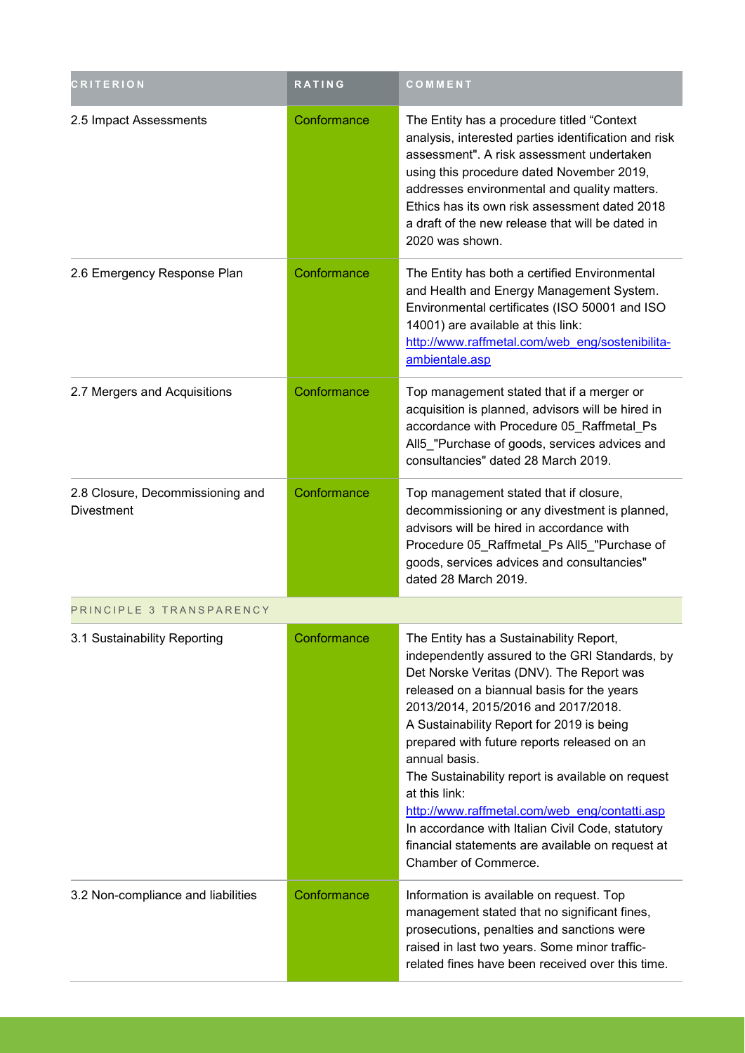| CRITERION | RATING | COMMENT |
| --- | --- | --- |
| 2.5 Impact Assessments | Conformance | The Entity has a procedure titled "Context analysis, interested parties identification and risk assessment". A risk assessment undertaken using this procedure dated November 2019, addresses environmental and quality matters. Ethics has its own risk assessment dated 2018 a draft of the new release that will be dated in 2020 was shown. |
| 2.6 Emergency Response Plan | Conformance | The Entity has both a certified Environmental and Health and Energy Management System. Environmental certificates (ISO 50001 and ISO 14001) are available at this link: [http://www.raffmetal.com/web_eng/sostenibilita-ambientale.asp](http://www.raffmetal.com/web_eng/sostenibilita-ambientale.asp) |
| 2.7 Mergers and Acquisitions | Conformance | Top management stated that if a merger or acquisition is planned, advisors will be hired in accordance with Procedure 05_Raffmetal_Ps All5_"Purchase of goods, services advices and consultancies" dated 28 March 2019. |
| 2.8 Closure, Decommissioning and Divestment | Conformance | Top management stated that if closure, decommissioning or any divestment is planned, advisors will be hired in accordance with Procedure 05_Raffmetal_Ps All5_"Purchase of goods, services advices and consultancies" dated 28 March 2019. |
| PRINCIPLE 3 TRANSPARENCY | | |
| 3.1 Sustainability Reporting | Conformance | The Entity has a Sustainability Report, independently assured to the GRI Standards, by Det Norske Veritas (DNV). The Report was released on a biannual basis for the years 2013/2014, 2015/2016 and 2017/2018. A Sustainability Report for 2019 is being prepared with future reports released on an annual basis. The Sustainability report is available on request at this link: [http://www.raffmetal.com/web_eng/contatti.asp](http://www.raffmetal.com/web_eng/contatti.asp) In accordance with Italian Civil Code, statutory financial statements are available on request at Chamber of Commerce. |
| 3.2 Non-compliance and liabilities | Conformance | Information is available on request. Top management stated that no significant fines, prosecutions, penalties and sanctions were raised in last two years. Some minor traffic-related fines have been received over this time. |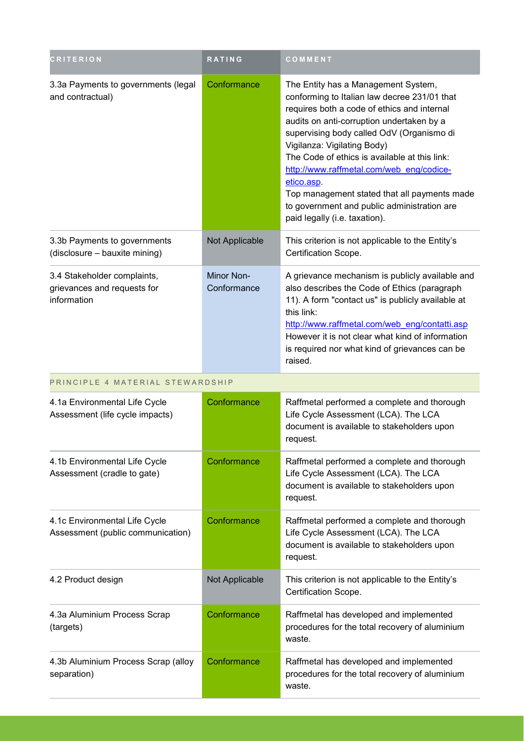| CRITERION | RATING | COMMENT |
| --- | --- | --- |
| 3.3a Payments to governments (legal and contractual) | Conformance | The Entity has a Management System, conforming to Italian law decree 231/01 that requires both a code of ethics and internal audits on anti-corruption undertaken by a supervising body called OdV (Organismo di Vigilanza: Vigilating Body)<br>The Code of ethics is available at this link: http://www.raffmetal.com/web_eng/codice-etico.asp.<br>Top management stated that all payments made to government and public administration are paid legally (i.e. taxation). |
| 3.3b Payments to governments (disclosure – bauxite mining) | Not Applicable | This criterion is not applicable to the Entity's Certification Scope. |
| 3.4 Stakeholder complaints, grievances and requests for information | Minor Non-Conformance | A grievance mechanism is publicly available and also describes the Code of Ethics (paragraph 11). A form "contact us" is publicly available at this link:<br>http://www.raffmetal.com/web_eng/contatti.asp<br>However it is not clear what kind of information is required nor what kind of grievances can be raised. |
| PRINCIPLE 4 MATERIAL STEWARDSHIP | | |
| 4.1a Environmental Life Cycle Assessment (life cycle impacts) | Conformance | Raffmetal performed a complete and thorough Life Cycle Assessment (LCA). The LCA document is available to stakeholders upon request. |
| 4.1b Environmental Life Cycle Assessment (cradle to gate) | Conformance | Raffmetal performed a complete and thorough Life Cycle Assessment (LCA). The LCA document is available to stakeholders upon request. |
| 4.1c Environmental Life Cycle Assessment (public communication) | Conformance | Raffmetal performed a complete and thorough Life Cycle Assessment (LCA). The LCA document is available to stakeholders upon request. |
| 4.2 Product design | Not Applicable | This criterion is not applicable to the Entity's Certification Scope. |
| 4.3a Aluminium Process Scrap (targets) | Conformance | Raffmetal has developed and implemented procedures for the total recovery of aluminium waste. |
| 4.3b Aluminium Process Scrap (alloy separation) | Conformance | Raffmetal has developed and implemented procedures for the total recovery of aluminium waste. |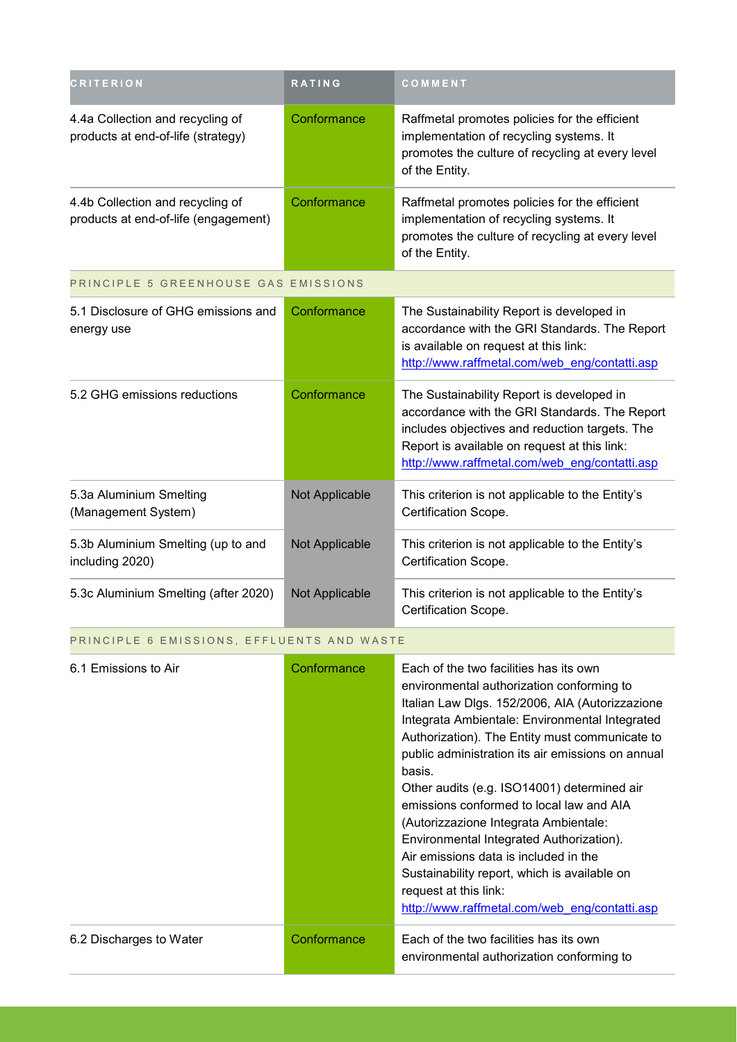| CRITERION | RATING | COMMENT |
|---|---|---|
| 4.4a Collection and recycling of products at end-of-life (strategy) | Conformance | Raffmetal promotes policies for the efficient implementation of recycling systems. It promotes the culture of recycling at every level of the Entity. |
| 4.4b Collection and recycling of products at end-of-life (engagement) | Conformance | Raffmetal promotes policies for the efficient implementation of recycling systems. It promotes the culture of recycling at every level of the Entity. |
| PRINCIPLE 5 GREENHOUSE GAS EMISSIONS | | |
| 5.1 Disclosure of GHG emissions and energy use | Conformance | The Sustainability Report is developed in accordance with the GRI Standards. The Report is available on request at this link: http://www.raffmetal.com/web_eng/contatti.asp |
| 5.2 GHG emissions reductions | Conformance | The Sustainability Report is developed in accordance with the GRI Standards. The Report includes objectives and reduction targets. The Report is available on request at this link: http://www.raffmetal.com/web_eng/contatti.asp |
| 5.3a Aluminium Smelting (Management System) | Not Applicable | This criterion is not applicable to the Entity's Certification Scope. |
| 5.3b Aluminium Smelting (up to and including 2020) | Not Applicable | This criterion is not applicable to the Entity's Certification Scope. |
| 5.3c Aluminium Smelting (after 2020) | Not Applicable | This criterion is not applicable to the Entity's Certification Scope. |
| PRINCIPLE 6 EMISSIONS, EFFLUENTS AND WASTE | | |
| 6.1 Emissions to Air | Conformance | Each of the two facilities has its own environmental authorization conforming to Italian Law Dlgs. 152/2006, AIA (Autorizzazione Integrata Ambientale: Environmental Integrated Authorization). The Entity must communicate to public administration its air emissions on annual basis.<br>Other audits (e.g. ISO14001) determined air emissions conformed to local law and AIA (Autorizzazione Integrata Ambientale: Environmental Integrated Authorization).<br>Air emissions data is included in the Sustainability report, which is available on request at this link: http://www.raffmetal.com/web_eng/contatti.asp |
| 6.2 Discharges to Water | Conformance | Each of the two facilities has its own environmental authorization conforming to |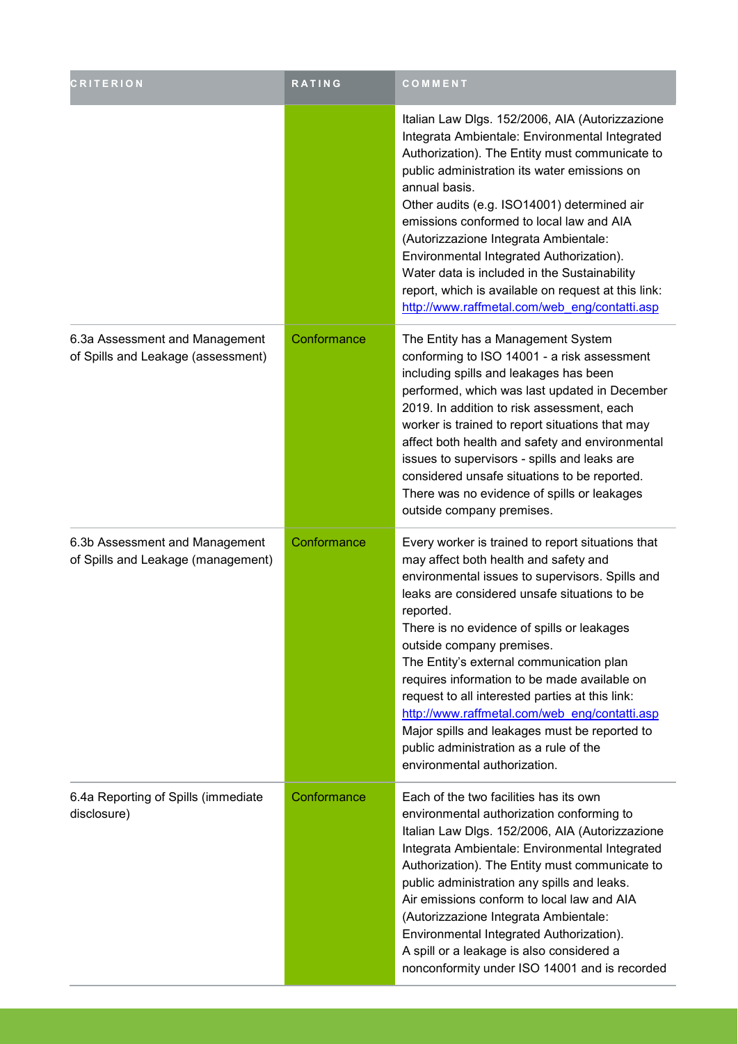| CRITERION | RATING | COMMENT |
|---|---|---|
| | | Italian Law Dlgs. 152/2006, AIA (Autorizzazione Integrata Ambientale: Environmental Integrated Authorization). The Entity must communicate to public administration its water emissions on annual basis.<br>Other audits (e.g. ISO14001) determined air emissions conformed to local law and AIA (Autorizzazione Integrata Ambientale: Environmental Integrated Authorization).<br>Water data is included in the Sustainability report, which is available on request at this link: http://www.raffmetal.com/web_eng/contatti.asp |
| 6.3a Assessment and Management of Spills and Leakage (assessment) | Conformance | The Entity has a Management System conforming to ISO 14001 - a risk assessment including spills and leakages has been performed, which was last updated in December 2019. In addition to risk assessment, each worker is trained to report situations that may affect both health and safety and environmental issues to supervisors - spills and leaks are considered unsafe situations to be reported.<br>There was no evidence of spills or leakages outside company premises. |
| 6.3b Assessment and Management of Spills and Leakage (management) | Conformance | Every worker is trained to report situations that may affect both health and safety and environmental issues to supervisors. Spills and leaks are considered unsafe situations to be reported.<br>There is no evidence of spills or leakages outside company premises.<br>The Entity's external communication plan requires information to be made available on request to all interested parties at this link: http://www.raffmetal.com/web_eng/contatti.asp<br>Major spills and leakages must be reported to public administration as a rule of the environmental authorization. |
| 6.4a Reporting of Spills (immediate disclosure) | Conformance | Each of the two facilities has its own environmental authorization conforming to Italian Law Dlgs. 152/2006, AIA (Autorizzazione Integrata Ambientale: Environmental Integrated Authorization). The Entity must communicate to public administration any spills and leaks.<br>Air emissions conform to local law and AIA (Autorizzazione Integrata Ambientale: Environmental Integrated Authorization).<br>A spill or a leakage is also considered a nonconformity under ISO 14001 and is recorded |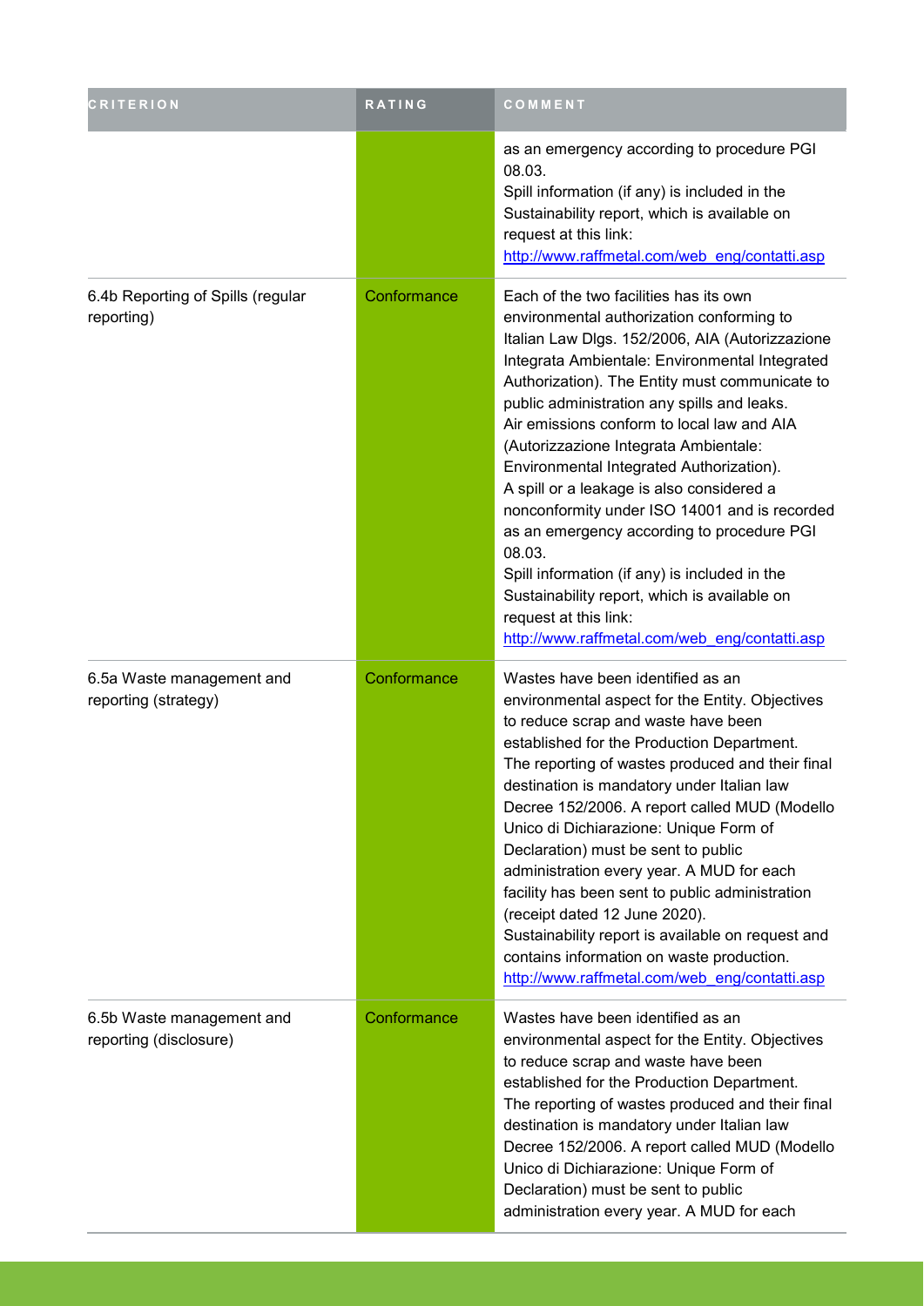| CRITERION | RATING | COMMENT |
| --- | --- | --- |
| | | as an emergency according to procedure PGI 08.03.<br>Spill information (if any) is included in the Sustainability report, which is available on request at this link:<br>http://www.raffmetal.com/web_eng/contatti.asp |
| 6.4b Reporting of Spills (regular reporting) | Conformance | Each of the two facilities has its own environmental authorization conforming to Italian Law Dlgs. 152/2006, AIA (Autorizzazione Integrata Ambientale: Environmental Integrated Authorization). The Entity must communicate to public administration any spills and leaks.<br>Air emissions conform to local law and AIA (Autorizzazione Integrata Ambientale: Environmental Integrated Authorization).<br>A spill or a leakage is also considered a nonconformity under ISO 14001 and is recorded as an emergency according to procedure PGI 08.03.<br>Spill information (if any) is included in the Sustainability report, which is available on request at this link:<br>http://www.raffmetal.com/web_eng/contatti.asp |
| 6.5a Waste management and reporting (strategy) | Conformance | Wastes have been identified as an environmental aspect for the Entity. Objectives to reduce scrap and waste have been established for the Production Department.<br>The reporting of wastes produced and their final destination is mandatory under Italian law Decree 152/2006. A report called MUD (Modello Unico di Dichiarazione: Unique Form of Declaration) must be sent to public administration every year. A MUD for each facility has been sent to public administration (receipt dated 12 June 2020).<br>Sustainability report is available on request and contains information on waste production.<br>http://www.raffmetal.com/web_eng/contatti.asp |
| 6.5b Waste management and reporting (disclosure) | Conformance | Wastes have been identified as an environmental aspect for the Entity. Objectives to reduce scrap and waste have been established for the Production Department.<br>The reporting of wastes produced and their final destination is mandatory under Italian law Decree 152/2006. A report called MUD (Modello Unico di Dichiarazione: Unique Form of Declaration) must be sent to public administration every year. A MUD for each |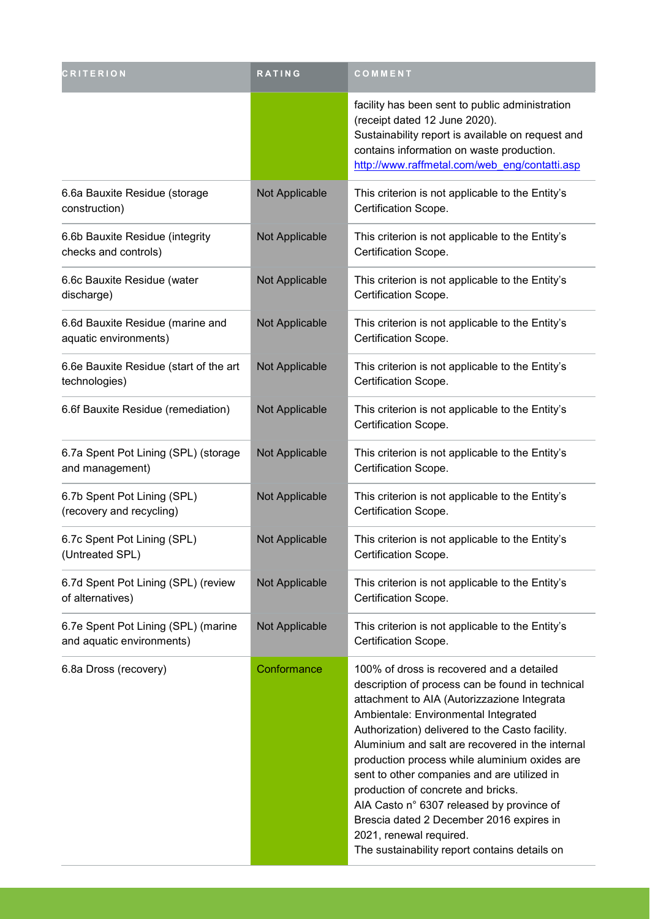| CRITERION | RATING | COMMENT |
| --- | --- | --- |
| | | facility has been sent to public administration (receipt dated 12 June 2020).<br>Sustainability report is available on request and contains information on waste production.<br>http://www.raffmetal.com/web_eng/contatti.asp |
| 6.6a Bauxite Residue (storage construction) | Not Applicable | This criterion is not applicable to the Entity's Certification Scope. |
| 6.6b Bauxite Residue (integrity checks and controls) | Not Applicable | This criterion is not applicable to the Entity's Certification Scope. |
| 6.6c Bauxite Residue (water discharge) | Not Applicable | This criterion is not applicable to the Entity's Certification Scope. |
| 6.6d Bauxite Residue (marine and aquatic environments) | Not Applicable | This criterion is not applicable to the Entity's Certification Scope. |
| 6.6e Bauxite Residue (start of the art technologies) | Not Applicable | This criterion is not applicable to the Entity's Certification Scope. |
| 6.6f Bauxite Residue (remediation) | Not Applicable | This criterion is not applicable to the Entity's Certification Scope. |
| 6.7a Spent Pot Lining (SPL) (storage and management) | Not Applicable | This criterion is not applicable to the Entity's Certification Scope. |
| 6.7b Spent Pot Lining (SPL) (recovery and recycling) | Not Applicable | This criterion is not applicable to the Entity's Certification Scope. |
| 6.7c Spent Pot Lining (SPL) (Untreated SPL) | Not Applicable | This criterion is not applicable to the Entity's Certification Scope. |
| 6.7d Spent Pot Lining (SPL) (review of alternatives) | Not Applicable | This criterion is not applicable to the Entity's Certification Scope. |
| 6.7e Spent Pot Lining (SPL) (marine and aquatic environments) | Not Applicable | This criterion is not applicable to the Entity's Certification Scope. |
| 6.8a Dross (recovery) | Conformance | 100% of dross is recovered and a detailed description of process can be found in technical attachment to AIA (Autorizzazione Integrata Ambientale: Environmental Integrated Authorization) delivered to the Casto facility. Aluminium and salt are recovered in the internal production process while aluminium oxides are sent to other companies and are utilized in production of concrete and bricks.<br>AIA Casto n° 6307 released by province of Brescia dated 2 December 2016 expires in 2021, renewal required.<br>The sustainability report contains details on |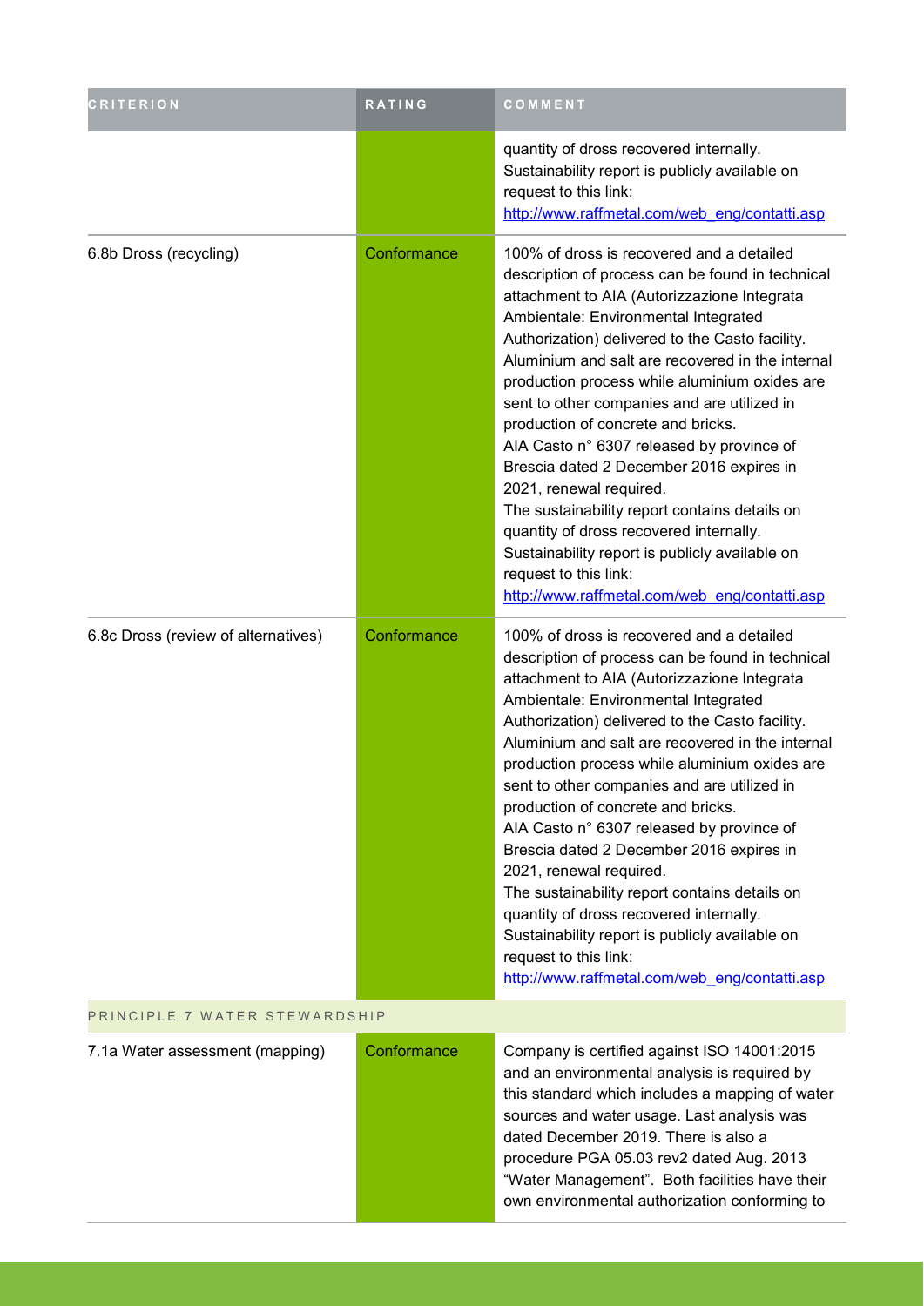| CRITERION | RATING | COMMENT |
|---|---|---|
| | | quantity of dross recovered internally.<br>Sustainability report is publicly available on request to this link:<br>http://www.raffmetal.com/web_eng/contatti.asp |
| 6.8b Dross (recycling) | Conformance | 100% of dross is recovered and a detailed description of process can be found in technical attachment to AIA (Autorizzazione Integrata Ambientale: Environmental Integrated Authorization) delivered to the Casto facility. Aluminium and salt are recovered in the internal production process while aluminium oxides are sent to other companies and are utilized in production of concrete and bricks.<br>AIA Casto n° 6307 released by province of Brescia dated 2 December 2016 expires in 2021, renewal required.<br>The sustainability report contains details on quantity of dross recovered internally.<br>Sustainability report is publicly available on request to this link:<br>http://www.raffmetal.com/web_eng/contatti.asp |
| 6.8c Dross (review of alternatives) | Conformance | 100% of dross is recovered and a detailed description of process can be found in technical attachment to AIA (Autorizzazione Integrata Ambientale: Environmental Integrated Authorization) delivered to the Casto facility. Aluminium and salt are recovered in the internal production process while aluminium oxides are sent to other companies and are utilized in production of concrete and bricks.<br>AIA Casto n° 6307 released by province of Brescia dated 2 December 2016 expires in 2021, renewal required.<br>The sustainability report contains details on quantity of dross recovered internally.<br>Sustainability report is publicly available on request to this link:<br>http://www.raffmetal.com/web_eng/contatti.asp |
| PRINCIPLE 7 WATER STEWARDSHIP | | |
| 7.1a Water assessment (mapping) | Conformance | Company is certified against ISO 14001:2015 and an environmental analysis is required by this standard which includes a mapping of water sources and water usage. Last analysis was dated December 2019. There is also a procedure PGA 05.03 rev2 dated Aug. 2013 "Water Management". Both facilities have their own environmental authorization conforming to |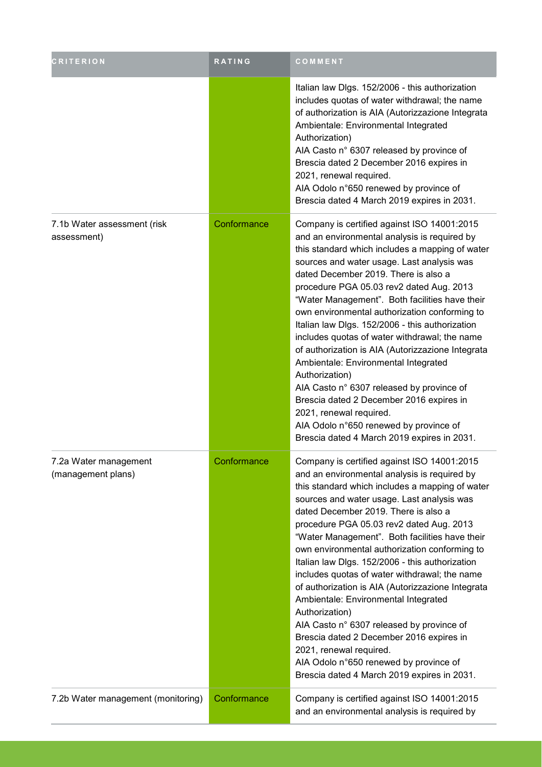| CRITERION | RATING | COMMENT |
| --- | --- | --- |
| | | Italian law Dlgs. 152/2006 - this authorization includes quotas of water withdrawal; the name of authorization is AIA (Autorizzazione Integrata Ambientale: Environmental Integrated Authorization)<br>AIA Casto n° 6307 released by province of Brescia dated 2 December 2016 expires in 2021, renewal required.<br>AIA Odolo n°650 renewed by province of Brescia dated 4 March 2019 expires in 2031. |
| 7.1b Water assessment (risk assessment) | Conformance | Company is certified against ISO 14001:2015 and an environmental analysis is required by this standard which includes a mapping of water sources and water usage. Last analysis was dated December 2019. There is also a procedure PGA 05.03 rev2 dated Aug. 2013 "Water Management". Both facilities have their own environmental authorization conforming to Italian law Dlgs. 152/2006 - this authorization includes quotas of water withdrawal; the name of authorization is AIA (Autorizzazione Integrata Ambientale: Environmental Integrated Authorization)<br>AIA Casto n° 6307 released by province of Brescia dated 2 December 2016 expires in 2021, renewal required.<br>AIA Odolo n°650 renewed by province of Brescia dated 4 March 2019 expires in 2031. |
| 7.2a Water management (management plans) | Conformance | Company is certified against ISO 14001:2015 and an environmental analysis is required by this standard which includes a mapping of water sources and water usage. Last analysis was dated December 2019. There is also a procedure PGA 05.03 rev2 dated Aug. 2013 "Water Management". Both facilities have their own environmental authorization conforming to Italian law Dlgs. 152/2006 - this authorization includes quotas of water withdrawal; the name of authorization is AIA (Autorizzazione Integrata Ambientale: Environmental Integrated Authorization)<br>AIA Casto n° 6307 released by province of Brescia dated 2 December 2016 expires in 2021, renewal required.<br>AIA Odolo n°650 renewed by province of Brescia dated 4 March 2019 expires in 2031. |
| 7.2b Water management (monitoring) | Conformance | Company is certified against ISO 14001:2015 and an environmental analysis is required by |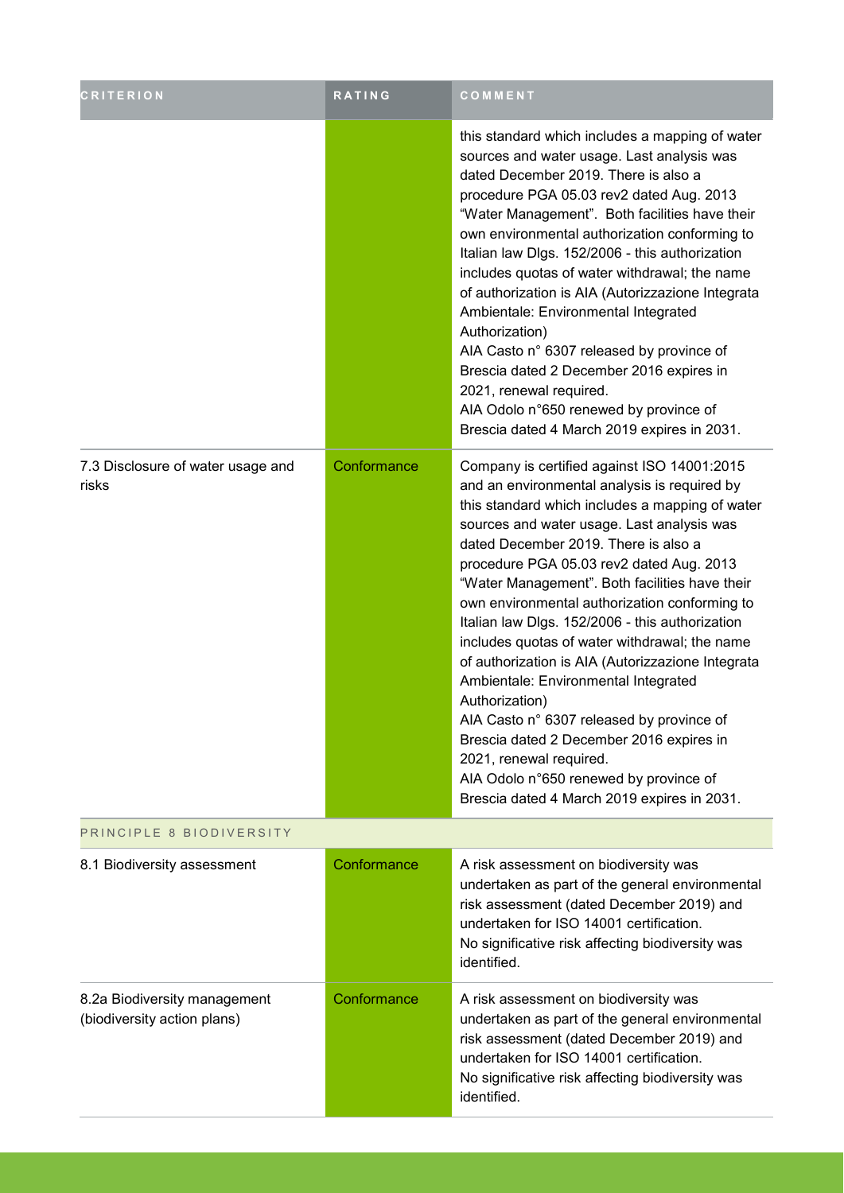| CRITERION | RATING | COMMENT |
|---|---|---|
| | | this standard which includes a mapping of water sources and water usage. Last analysis was dated December 2019. There is also a procedure PGA 05.03 rev2 dated Aug. 2013 "Water Management". Both facilities have their own environmental authorization conforming to Italian law Dlgs. 152/2006 - this authorization includes quotas of water withdrawal; the name of authorization is AIA (Autorizzazione Integrata Ambientale: Environmental Integrated Authorization)<br>AIA Casto n° 6307 released by province of Brescia dated 2 December 2016 expires in 2021, renewal required.<br>AIA Odolo n°650 renewed by province of Brescia dated 4 March 2019 expires in 2031. |
| 7.3 Disclosure of water usage and risks | Conformance | Company is certified against ISO 14001:2015 and an environmental analysis is required by this standard which includes a mapping of water sources and water usage. Last analysis was dated December 2019. There is also a procedure PGA 05.03 rev2 dated Aug. 2013 "Water Management". Both facilities have their own environmental authorization conforming to Italian law Dlgs. 152/2006 - this authorization includes quotas of water withdrawal; the name of authorization is AIA (Autorizzazione Integrata Ambientale: Environmental Integrated Authorization)<br>AIA Casto n° 6307 released by province of Brescia dated 2 December 2016 expires in 2021, renewal required.<br>AIA Odolo n°650 renewed by province of Brescia dated 4 March 2019 expires in 2031. |
| PRINCIPLE 8 BIODIVERSITY | | |
| 8.1 Biodiversity assessment | Conformance | A risk assessment on biodiversity was undertaken as part of the general environmental risk assessment (dated December 2019) and undertaken for ISO 14001 certification.<br>No significative risk affecting biodiversity was identified. |
| 8.2a Biodiversity management (biodiversity action plans) | Conformance | A risk assessment on biodiversity was undertaken as part of the general environmental risk assessment (dated December 2019) and undertaken for ISO 14001 certification.<br>No significative risk affecting biodiversity was identified. |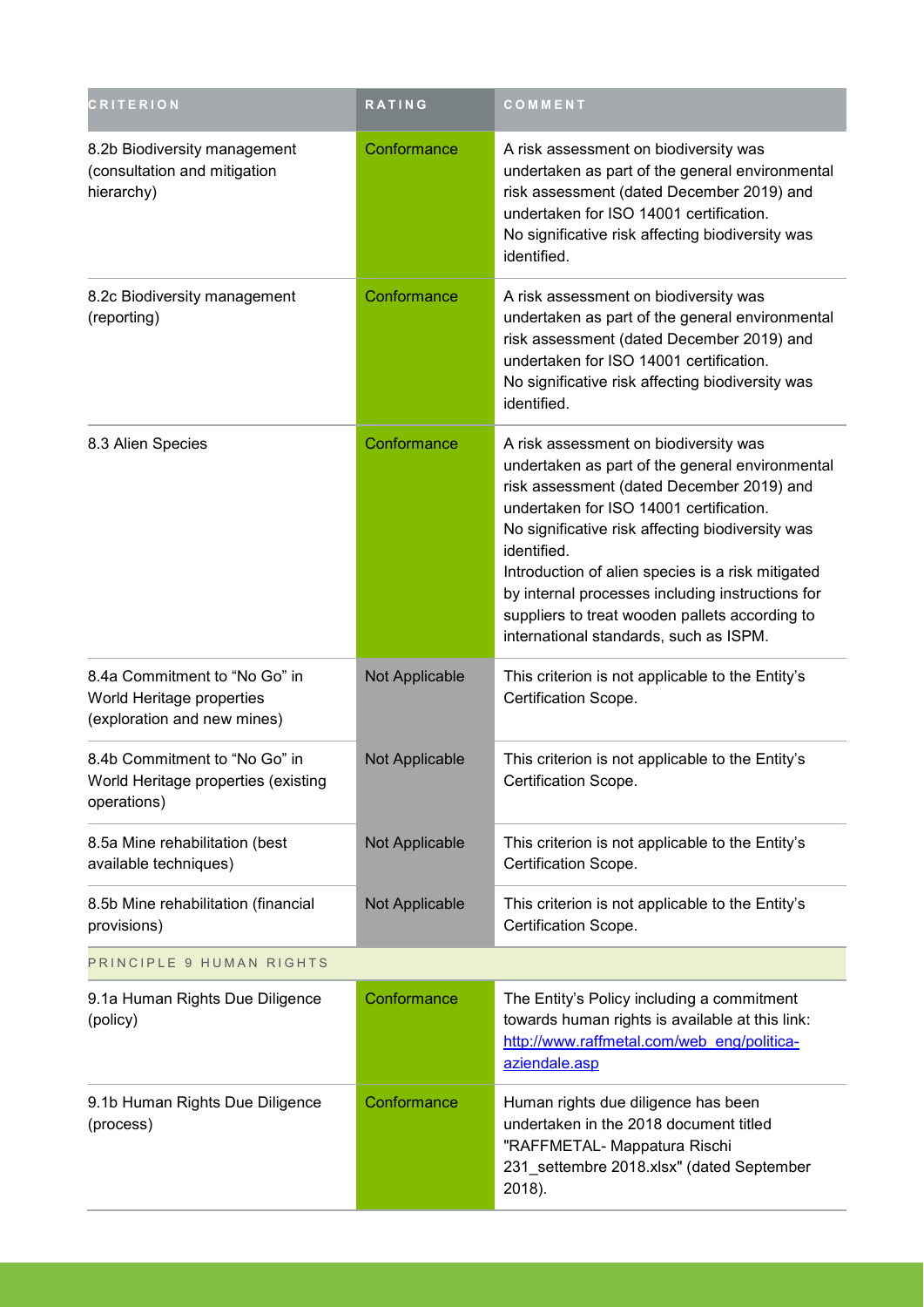| CRITERION | RATING | COMMENT |
|---|---|---|
| 8.2b Biodiversity management (consultation and mitigation hierarchy) | Conformance | A risk assessment on biodiversity was undertaken as part of the general environmental risk assessment (dated December 2019) and undertaken for ISO 14001 certification.<br>No significative risk affecting biodiversity was identified. |
| 8.2c Biodiversity management (reporting) | Conformance | A risk assessment on biodiversity was undertaken as part of the general environmental risk assessment (dated December 2019) and undertaken for ISO 14001 certification.<br>No significative risk affecting biodiversity was identified. |
| 8.3 Alien Species | Conformance | A risk assessment on biodiversity was undertaken as part of the general environmental risk assessment (dated December 2019) and undertaken for ISO 14001 certification.<br>No significative risk affecting biodiversity was identified.<br>Introduction of alien species is a risk mitigated by internal processes including instructions for suppliers to treat wooden pallets according to international standards, such as ISPM. |
| 8.4a Commitment to "No Go" in World Heritage properties (exploration and new mines) | Not Applicable | This criterion is not applicable to the Entity's Certification Scope. |
| 8.4b Commitment to "No Go" in World Heritage properties (existing operations) | Not Applicable | This criterion is not applicable to the Entity's Certification Scope. |
| 8.5a Mine rehabilitation (best available techniques) | Not Applicable | This criterion is not applicable to the Entity's Certification Scope. |
| 8.5b Mine rehabilitation (financial provisions) | Not Applicable | This criterion is not applicable to the Entity's Certification Scope. |
| PRINCIPLE 9 HUMAN RIGHTS | | |
| 9.1a Human Rights Due Diligence (policy) | Conformance | The Entity's Policy including a commitment towards human rights is available at this link: http://www.raffmetal.com/web_eng/politica-aziendale.asp |
| 9.1b Human Rights Due Diligence (process) | Conformance | Human rights due diligence has been undertaken in the 2018 document titled "RAFFMETAL- Mappatura Rischi 231_settembre 2018.xlsx" (dated September 2018). |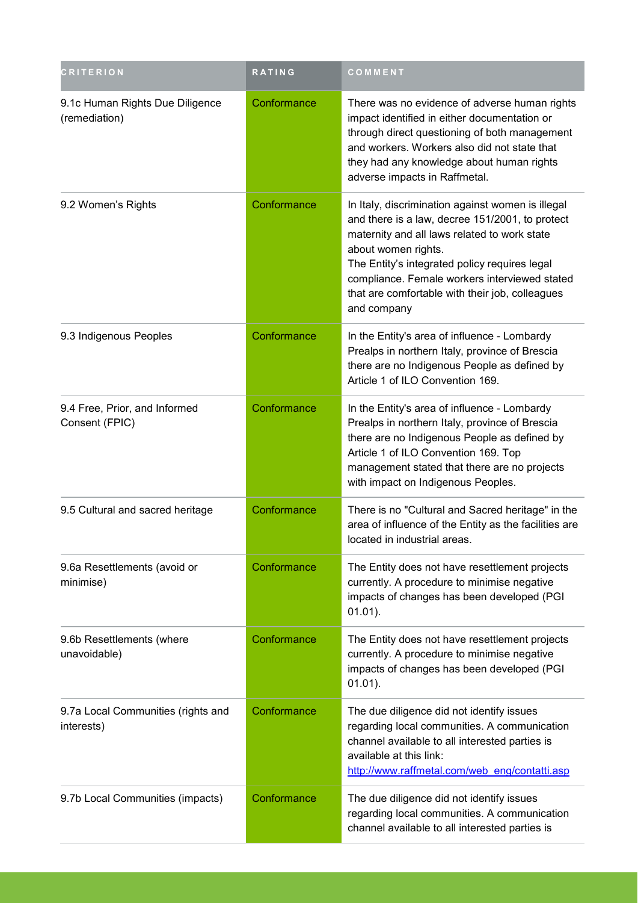| CRITERION | RATING | COMMENT |
| --- | --- | --- |
| 9.1c Human Rights Due Diligence (remediation) | Conformance | There was no evidence of adverse human rights impact identified in either documentation or through direct questioning of both management and workers. Workers also did not state that they had any knowledge about human rights adverse impacts in Raffmetal. |
| 9.2 Women's Rights | Conformance | In Italy, discrimination against women is illegal and there is a law, decree 151/2001, to protect maternity and all laws related to work state about women rights.<br>The Entity's integrated policy requires legal compliance. Female workers interviewed stated that are comfortable with their job, colleagues and company |
| 9.3 Indigenous Peoples | Conformance | In the Entity's area of influence - Lombardy Prealps in northern Italy, province of Brescia there are no Indigenous People as defined by Article 1 of ILO Convention 169. |
| 9.4 Free, Prior, and Informed Consent (FPIC) | Conformance | In the Entity's area of influence - Lombardy Prealps in northern Italy, province of Brescia there are no Indigenous People as defined by Article 1 of ILO Convention 169. Top management stated that there are no projects with impact on Indigenous Peoples. |
| 9.5 Cultural and sacred heritage | Conformance | There is no "Cultural and Sacred heritage" in the area of influence of the Entity as the facilities are located in industrial areas. |
| 9.6a Resettlements (avoid or minimise) | Conformance | The Entity does not have resettlement projects currently. A procedure to minimise negative impacts of changes has been developed (PGI 01.01). |
| 9.6b Resettlements (where unavoidable) | Conformance | The Entity does not have resettlement projects currently. A procedure to minimise negative impacts of changes has been developed (PGI 01.01). |
| 9.7a Local Communities (rights and interests) | Conformance | The due diligence did not identify issues regarding local communities. A communication channel available to all interested parties is available at this link: [http://www.raffmetal.com/web_eng/contatti.asp](http://www.raffmetal.com/web_eng/contatti.asp) |
| 9.7b Local Communities (impacts) | Conformance | The due diligence did not identify issues regarding local communities. A communication channel available to all interested parties is |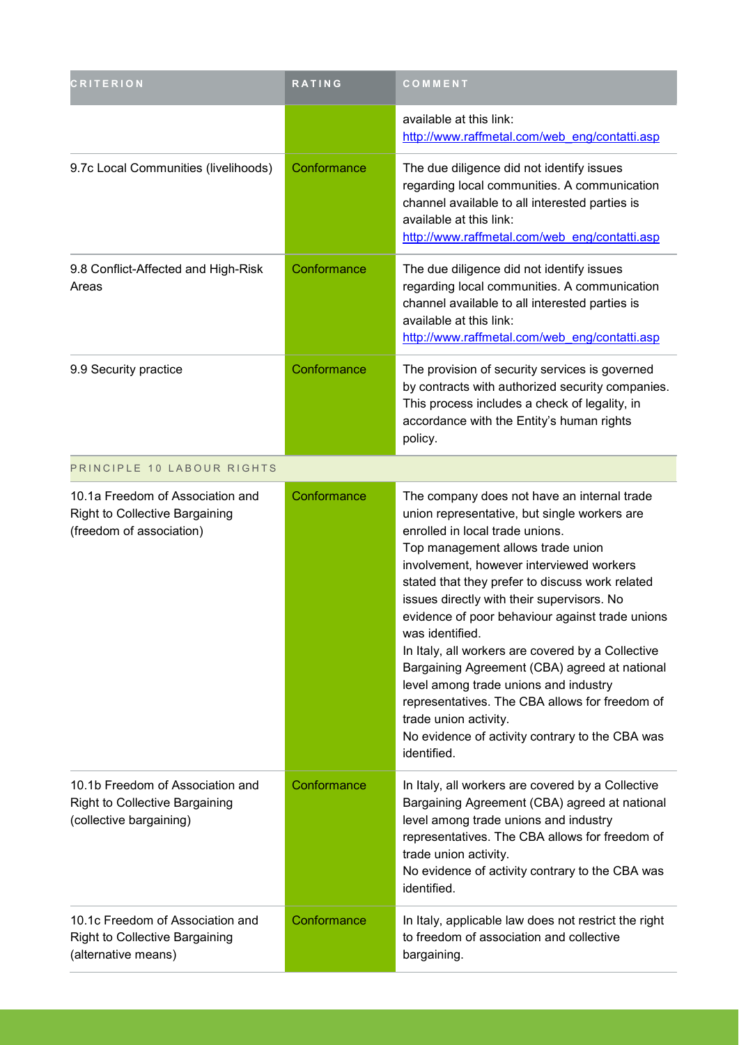| CRITERION | RATING | COMMENT |
|---|---|---|
| | | available at this link: http://www.raffmetal.com/web_eng/contatti.asp |
| 9.7c Local Communities (livelihoods) | Conformance | The due diligence did not identify issues regarding local communities. A communication channel available to all interested parties is available at this link: http://www.raffmetal.com/web_eng/contatti.asp |
| 9.8 Conflict-Affected and High-Risk Areas | Conformance | The due diligence did not identify issues regarding local communities. A communication channel available to all interested parties is available at this link: http://www.raffmetal.com/web_eng/contatti.asp |
| 9.9 Security practice | Conformance | The provision of security services is governed by contracts with authorized security companies. This process includes a check of legality, in accordance with the Entity's human rights policy. |
| PRINCIPLE 10 LABOUR RIGHTS | | |
| 10.1a Freedom of Association and Right to Collective Bargaining (freedom of association) | Conformance | The company does not have an internal trade union representative, but single workers are enrolled in local trade unions.<br>Top management allows trade union involvement, however interviewed workers stated that they prefer to discuss work related issues directly with their supervisors. No evidence of poor behaviour against trade unions was identified.<br>In Italy, all workers are covered by a Collective Bargaining Agreement (CBA) agreed at national level among trade unions and industry representatives. The CBA allows for freedom of trade union activity.<br>No evidence of activity contrary to the CBA was identified. |
| 10.1b Freedom of Association and Right to Collective Bargaining (collective bargaining) | Conformance | In Italy, all workers are covered by a Collective Bargaining Agreement (CBA) agreed at national level among trade unions and industry representatives. The CBA allows for freedom of trade union activity.<br>No evidence of activity contrary to the CBA was identified. |
| 10.1c Freedom of Association and Right to Collective Bargaining (alternative means) | Conformance | In Italy, applicable law does not restrict the right to freedom of association and collective bargaining. |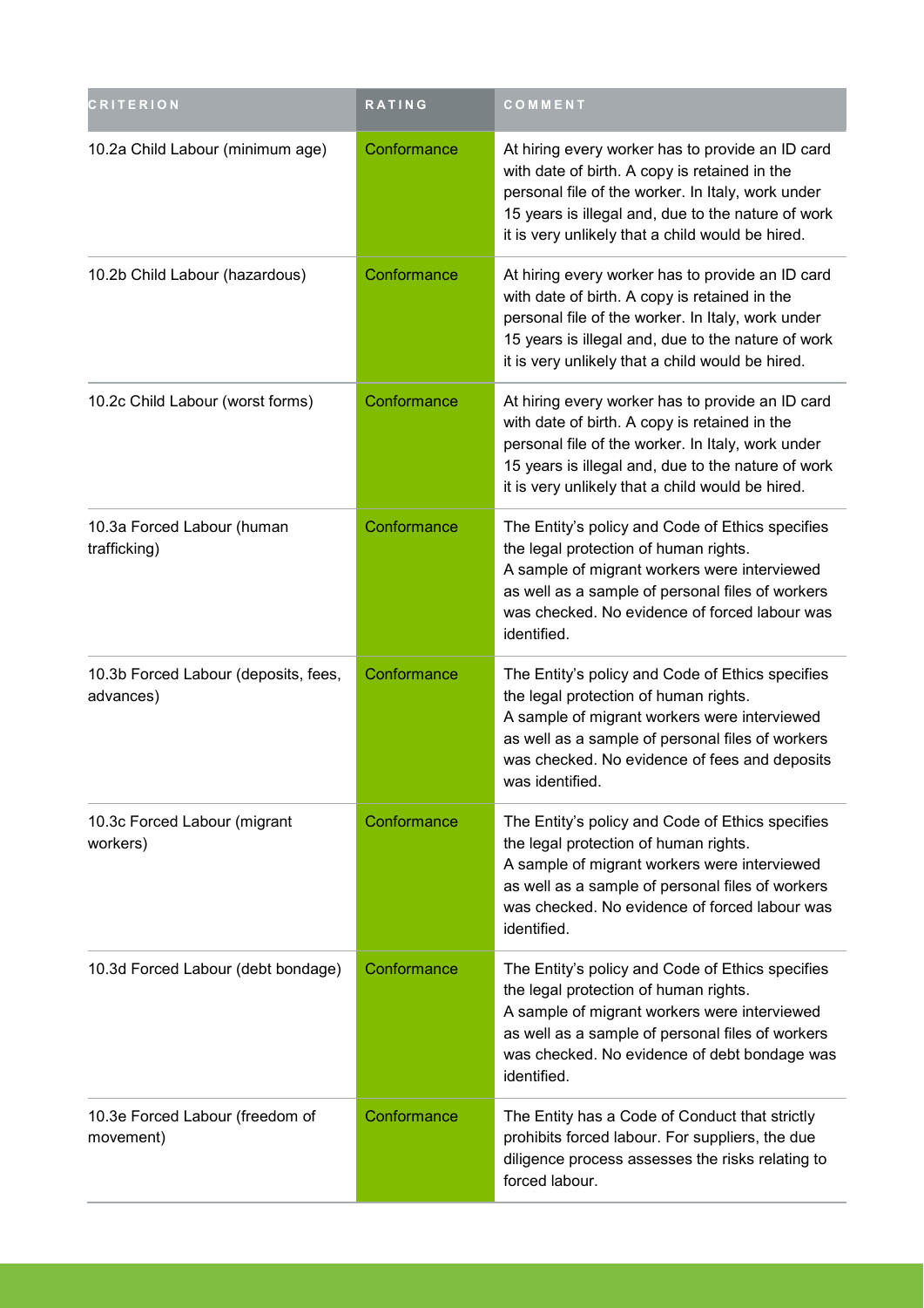| CRITERION | RATING | COMMENT |
|---|---|---|
| 10.2a Child Labour (minimum age) | Conformance | At hiring every worker has to provide an ID card with date of birth. A copy is retained in the personal file of the worker. In Italy, work under 15 years is illegal and, due to the nature of work it is very unlikely that a child would be hired. |
| 10.2b Child Labour (hazardous) | Conformance | At hiring every worker has to provide an ID card with date of birth. A copy is retained in the personal file of the worker. In Italy, work under 15 years is illegal and, due to the nature of work it is very unlikely that a child would be hired. |
| 10.2c Child Labour (worst forms) | Conformance | At hiring every worker has to provide an ID card with date of birth. A copy is retained in the personal file of the worker. In Italy, work under 15 years is illegal and, due to the nature of work it is very unlikely that a child would be hired. |
| 10.3a Forced Labour (human trafficking) | Conformance | The Entity's policy and Code of Ethics specifies the legal protection of human rights. A sample of migrant workers were interviewed as well as a sample of personal files of workers was checked. No evidence of forced labour was identified. |
| 10.3b Forced Labour (deposits, fees, advances) | Conformance | The Entity's policy and Code of Ethics specifies the legal protection of human rights. A sample of migrant workers were interviewed as well as a sample of personal files of workers was checked. No evidence of fees and deposits was identified. |
| 10.3c Forced Labour (migrant workers) | Conformance | The Entity's policy and Code of Ethics specifies the legal protection of human rights. A sample of migrant workers were interviewed as well as a sample of personal files of workers was checked. No evidence of forced labour was identified. |
| 10.3d Forced Labour (debt bondage) | Conformance | The Entity's policy and Code of Ethics specifies the legal protection of human rights. A sample of migrant workers were interviewed as well as a sample of personal files of workers was checked. No evidence of debt bondage was identified. |
| 10.3e Forced Labour (freedom of movement) | Conformance | The Entity has a Code of Conduct that strictly prohibits forced labour. For suppliers, the due diligence process assesses the risks relating to forced labour. |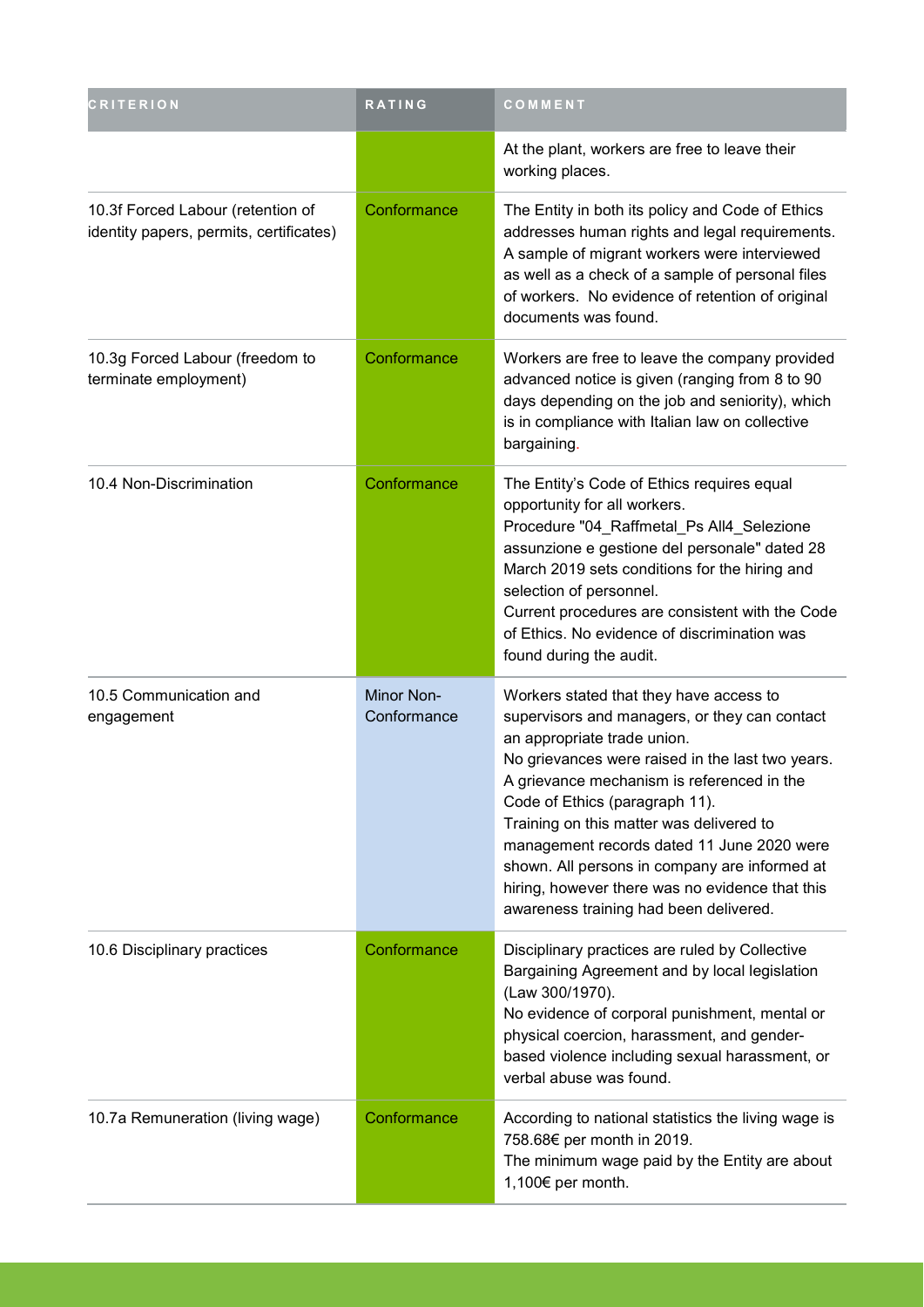| CRITERION | RATING | COMMENT |
|---|---|---|
| | | At the plant, workers are free to leave their working places. |
| 10.3f Forced Labour (retention of identity papers, permits, certificates) | Conformance | The Entity in both its policy and Code of Ethics addresses human rights and legal requirements. A sample of migrant workers were interviewed as well as a check of a sample of personal files of workers. No evidence of retention of original documents was found. |
| 10.3g Forced Labour (freedom to terminate employment) | Conformance | Workers are free to leave the company provided advanced notice is given (ranging from 8 to 90 days depending on the job and seniority), which is in compliance with Italian law on collective bargaining. |
| 10.4 Non-Discrimination | Conformance | The Entity's Code of Ethics requires equal opportunity for all workers.<br>Procedure "04_Raffmetal_Ps All4_Selezione assunzione e gestione del personale" dated 28 March 2019 sets conditions for the hiring and selection of personnel.<br>Current procedures are consistent with the Code of Ethics. No evidence of discrimination was found during the audit. |
| 10.5 Communication and engagement | Minor Non-Conformance | Workers stated that they have access to supervisors and managers, or they can contact an appropriate trade union.<br>No grievances were raised in the last two years. A grievance mechanism is referenced in the Code of Ethics (paragraph 11).<br>Training on this matter was delivered to management records dated 11 June 2020 were shown. All persons in company are informed at hiring, however there was no evidence that this awareness training had been delivered. |
| 10.6 Disciplinary practices | Conformance | Disciplinary practices are ruled by Collective Bargaining Agreement and by local legislation (Law 300/1970).<br>No evidence of corporal punishment, mental or physical coercion, harassment, and gender-based violence including sexual harassment, or verbal abuse was found. |
| 10.7a Remuneration (living wage) | Conformance | According to national statistics the living wage is 758.68€ per month in 2019.<br>The minimum wage paid by the Entity are about 1,100€ per month. |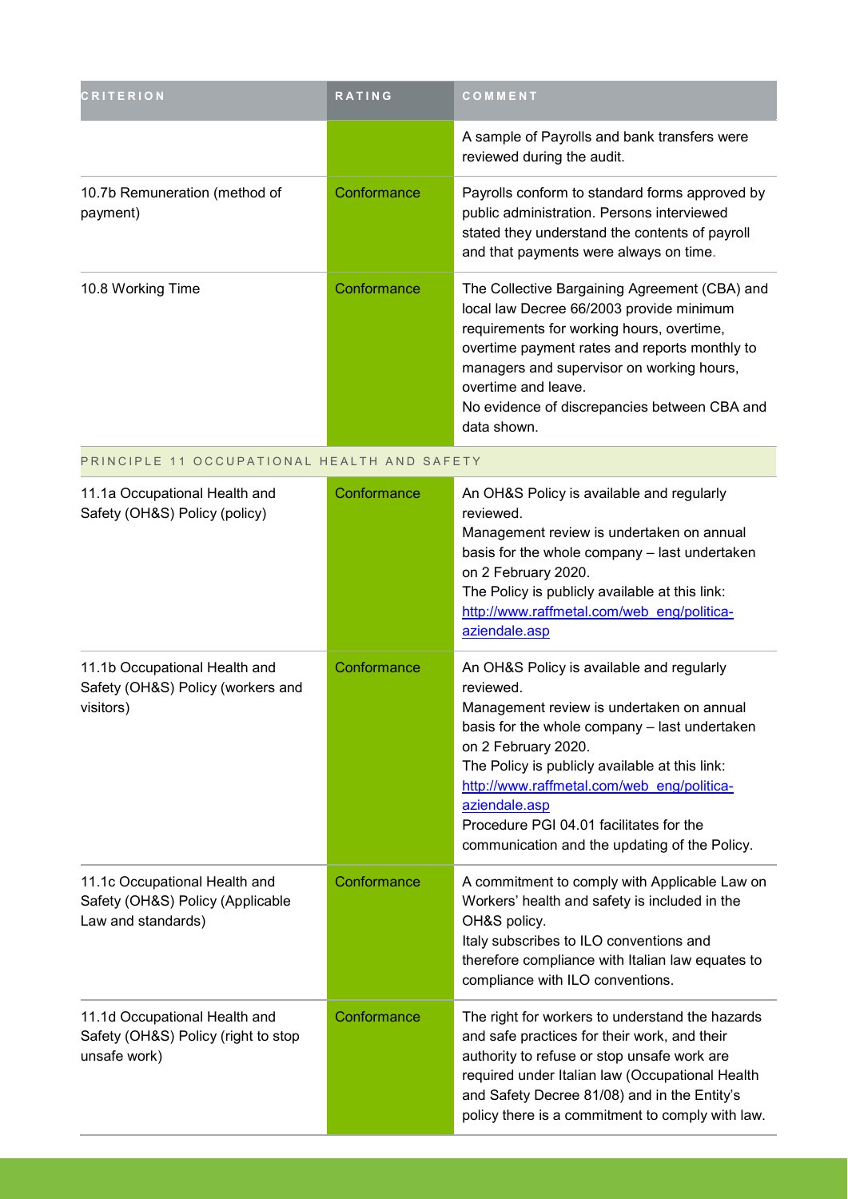| CRITERION | RATING | COMMENT |
| --- | --- | --- |
| | | A sample of Payrolls and bank transfers were reviewed during the audit. |
| 10.7b Remuneration (method of payment) | Conformance | Payrolls conform to standard forms approved by public administration. Persons interviewed stated they understand the contents of payroll and that payments were always on time. |
| 10.8 Working Time | Conformance | The Collective Bargaining Agreement (CBA) and local law Decree 66/2003 provide minimum requirements for working hours, overtime, overtime payment rates and reports monthly to managers and supervisor on working hours, overtime and leave.<br>No evidence of discrepancies between CBA and data shown. |
| PRINCIPLE 11 OCCUPATIONAL HEALTH AND SAFETY | | |
| 11.1a Occupational Health and Safety (OH&S) Policy (policy) | Conformance | An OH&S Policy is available and regularly reviewed.<br>Management review is undertaken on annual basis for the whole company – last undertaken on 2 February 2020.<br>The Policy is publicly available at this link: http://www.raffmetal.com/web_eng/politica-aziendale.asp |
| 11.1b Occupational Health and Safety (OH&S) Policy (workers and visitors) | Conformance | An OH&S Policy is available and regularly reviewed.<br>Management review is undertaken on annual basis for the whole company – last undertaken on 2 February 2020.<br>The Policy is publicly available at this link: http://www.raffmetal.com/web_eng/politica-aziendale.asp<br>Procedure PGI 04.01 facilitates for the communication and the updating of the Policy. |
| 11.1c Occupational Health and Safety (OH&S) Policy (Applicable Law and standards) | Conformance | A commitment to comply with Applicable Law on Workers' health and safety is included in the OH&S policy.<br>Italy subscribes to ILO conventions and therefore compliance with Italian law equates to compliance with ILO conventions. |
| 11.1d Occupational Health and Safety (OH&S) Policy (right to stop unsafe work) | Conformance | The right for workers to understand the hazards and safe practices for their work, and their authority to refuse or stop unsafe work are required under Italian law (Occupational Health and Safety Decree 81/08) and in the Entity's policy there is a commitment to comply with law. |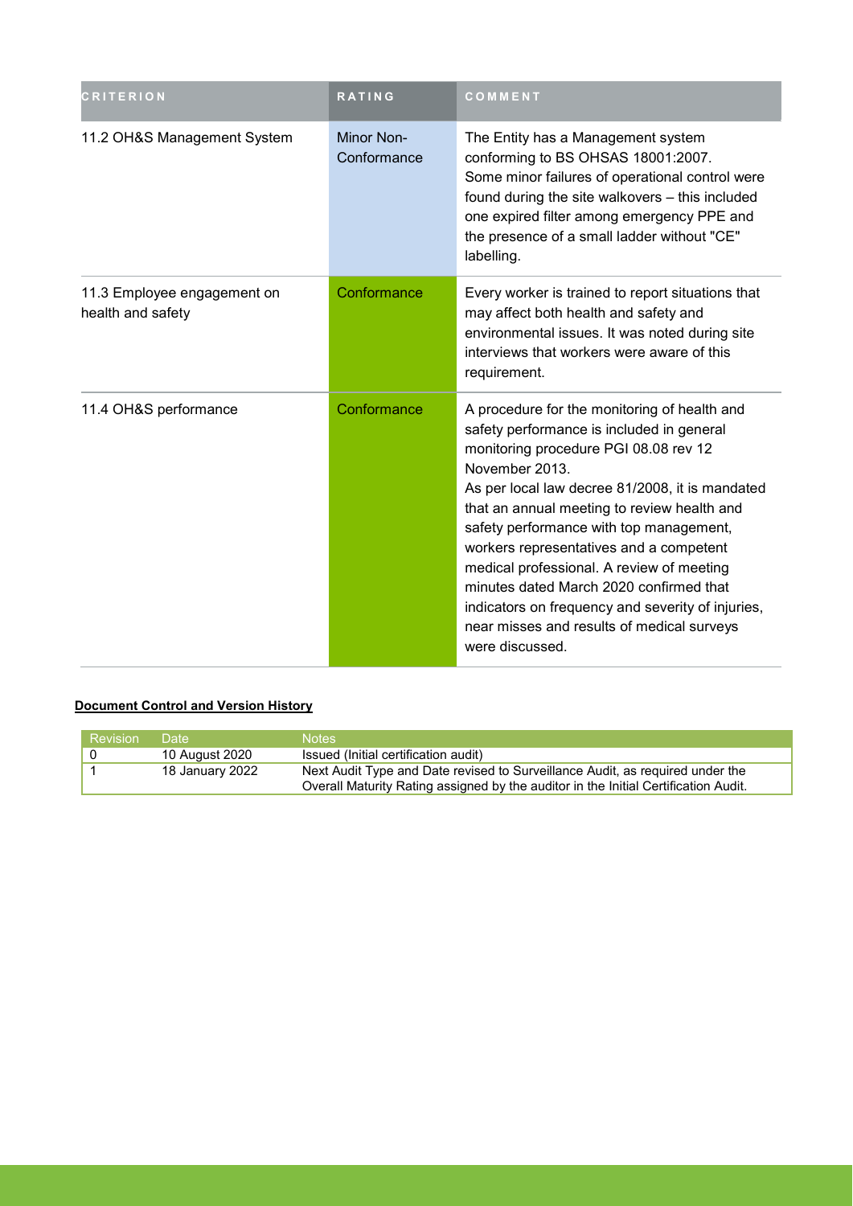| CRITERION | RATING | COMMENT |
| --- | --- | --- |
| 11.2 OH&S Management System | Minor Non-Conformance | The Entity has a Management system conforming to BS OHSAS 18001:2007. Some minor failures of operational control were found during the site walkovers – this included one expired filter among emergency PPE and the presence of a small ladder without "CE" labelling. |
| 11.3 Employee engagement on health and safety | Conformance | Every worker is trained to report situations that may affect both health and safety and environmental issues. It was noted during site interviews that workers were aware of this requirement. |
| 11.4 OH&S performance | Conformance | A procedure for the monitoring of health and safety performance is included in general monitoring procedure PGI 08.08 rev 12 November 2013. As per local law decree 81/2008, it is mandated that an annual meeting to review health and safety performance with top management, workers representatives and a competent medical professional. A review of meeting minutes dated March 2020 confirmed that indicators on frequency and severity of injuries, near misses and results of medical surveys were discussed. |

**Document Control and Version History**

| Revision | Date | Notes |
| --- | --- | --- |
| 0 | 10 August 2020 | Issued (Initial certification audit) |
| 1 | 18 January 2022 | Next Audit Type and Date revised to Surveillance Audit, as required under the Overall Maturity Rating assigned by the auditor in the Initial Certification Audit. |